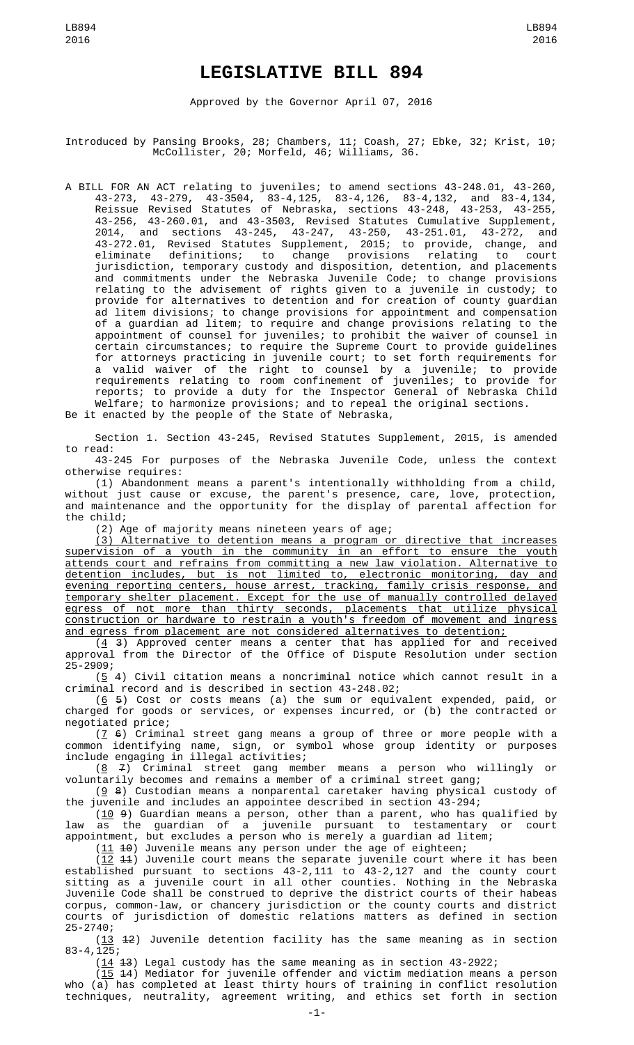# LEGISLATIVE BILL 894

Approved by the Governor April 07, 2016

Introduced by Pansing Brooks, 28; Chambers, 11; Coash, 27; Ebke, 32; Krist, 10; McCollister, 20; Morfeld, 46; Williams, 36.

A BILL FOR AN ACT relating to juveniles; to amend sections 43-248.01, 43-260, 43-273, 43-279, 43-3504, 83-4,125, 83-4,126, 83-4,132, and 83-4,134, Reissue Revised Statutes of Nebraska, sections 43-248, 43-253, 43-255, 43-256, 43-260.01, and 43-3503, Revised Statutes Cumulative Supplement, 2014, and sections 43-245, 43-247, 43-250, 43-251.01, 43-272, and 43-272.01, Revised Statutes Supplement, 2015; to provide, change, and eliminate definitions; to change provisions relating to court jurisdiction, temporary custody and disposition, detention, and placements and commitments under the Nebraska Juvenile Code; to change provisions relating to the advisement of rights given to a juvenile in custody; to provide for alternatives to detention and for creation of county guardian ad litem divisions; to change provisions for appointment and compensation of a guardian ad litem; to require and change provisions relating to the appointment of counsel for juveniles; to prohibit the waiver of counsel in certain circumstances; to require the Supreme Court to provide guidelines for attorneys practicing in juvenile court; to set forth requirements for a valid waiver of the right to counsel by a juvenile; to provide requirements relating to room confinement of juveniles; to provide for reports; to provide a duty for the Inspector General of Nebraska Child Welfare; to harmonize provisions; and to repeal the original sections.

Be it enacted by the people of the State of Nebraska,

Section 1. Section 43-245, Revised Statutes Supplement, 2015, is amended to read:

43-245 For purposes of the Nebraska Juvenile Code, unless the context otherwise requires:

(1) Abandonment means a parent's intentionally withholding from a child, without just cause or excuse, the parent's presence, care, love, protection, and maintenance and the opportunity for the display of parental affection for the child;

(2) Age of majority means nineteen years of age;

(3) Alternative to detention means a program or directive that increases supervision of a youth in the community in an effort to ensure the youth attends court and refrains from committing a new law violation. Alternative to detention includes, but is not limited to, electronic monitoring, day and evening reporting centers, house arrest, tracking, family crisis response, and temporary shelter placement. Except for the use of manually controlled delayed egress of not more than thirty seconds, placements that utilize physical construction or hardware to restrain a youth's freedom of movement and ingress and egress from placement are not considered alternatives to detention;

(4 3) Approved center means a center that has applied for and received approval from the Director of the Office of Dispute Resolution under section 25-2909;

(5 4) Civil citation means a noncriminal notice which cannot result in a criminal record and is described in section 43-248.02;

(6 5) Cost or costs means (a) the sum or equivalent expended, paid, or charged for goods or services, or expenses incurred, or (b) the contracted or negotiated price;

(7 6) Criminal street gang means a group of three or more people with a common identifying name, sign, or symbol whose group identity or purposes include engaging in illegal activities;

(8 7) Criminal street gang member means a person who willingly or voluntarily becomes and remains a member of a criminal street gang;

(9 8) Custodian means a nonparental caretaker having physical custody of the juvenile and includes an appointee described in section 43-294;

(10 9) Guardian means a person, other than a parent, who has qualified by law as the guardian of a juvenile pursuant to testamentary or court appointment, but excludes a person who is merely a guardian ad litem;

(11 10) Juvenile means any person under the age of eighteen;

(12 11) Juvenile court means the separate juvenile court where it has been established pursuant to sections 43-2,111 to 43-2,127 and the county court sitting as a juvenile court in all other counties. Nothing in the Nebraska Juvenile Code shall be construed to deprive the district courts of their habeas corpus, common-law, or chancery jurisdiction or the county courts and district courts of jurisdiction of domestic relations matters as defined in section 25-2740;

(13 12) Juvenile detention facility has the same meaning as in section 83-4,125;

(14 13) Legal custody has the same meaning as in section 43-2922;

(15 14) Mediator for juvenile offender and victim mediation means a person who (a) has completed at least thirty hours of training in conflict resolution techniques, neutrality, agreement writing, and ethics set forth in section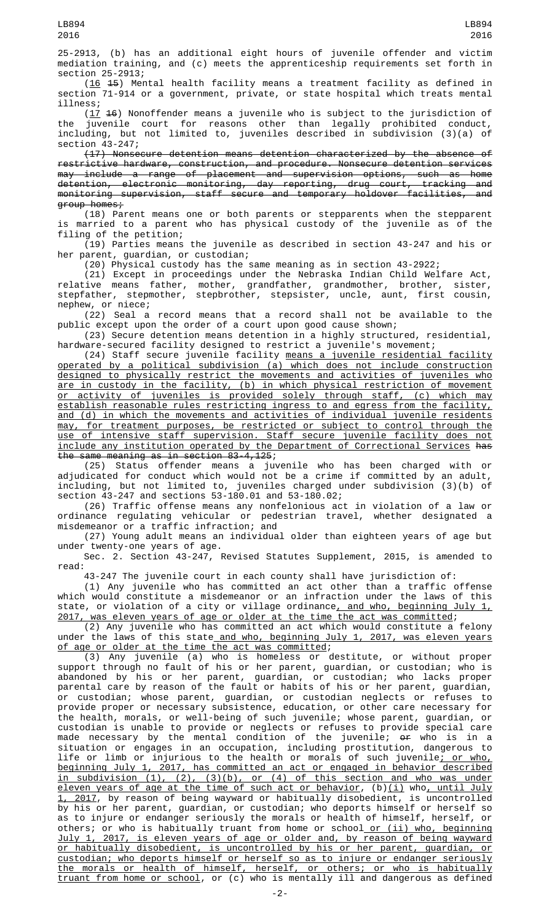25-2913, (b) has an additional eight hours of juvenile offender and victim mediation training, and (c) meets the apprenticeship requirements set forth in section 25-2913;

(16 15) Mental health facility means a treatment facility as defined in section 71-914 or a government, private, or state hospital which treats mental illness;

(17 16) Nonoffender means a juvenile who is subject to the jurisdiction of the juvenile court for reasons other than legally prohibited conduct, including, but not limited to, juveniles described in subdivision (3)(a) of section 43-247;

~~(17) Nonsecure detention means detention characterized by the absence of restrictive hardware, construction, and procedure. Nonsecure detention services may include a range of placement and supervision options, such as home detention, electronic monitoring, day reporting, drug court, tracking and monitoring supervision, staff secure and temporary holdover facilities, and group homes;~~

(18) Parent means one or both parents or stepparents when the stepparent is married to a parent who has physical custody of the juvenile as of the filing of the petition;

(19) Parties means the juvenile as described in section 43-247 and his or her parent, guardian, or custodian;

(20) Physical custody has the same meaning as in section 43-2922;

(21) Except in proceedings under the Nebraska Indian Child Welfare Act, relative means father, mother, grandfather, grandmother, brother, sister, stepfather, stepmother, stepbrother, stepsister, uncle, aunt, first cousin, nephew, or niece;

(22) Seal a record means that a record shall not be available to the public except upon the order of a court upon good cause shown;

(23) Secure detention means detention in a highly structured, residential, hardware-secured facility designed to restrict a juvenile's movement;

(24) Staff secure juvenile facility means a juvenile residential facility operated by a political subdivision (a) which does not include construction designed to physically restrict the movements and activities of juveniles who are in custody in the facility, (b) in which physical restriction of movement or activity of juveniles is provided solely through staff, (c) which may establish reasonable rules restricting ingress to and egress from the facility, and (d) in which the movements and activities of individual juvenile residents may, for treatment purposes, be restricted or subject to control through the use of intensive staff supervision. Staff secure juvenile facility does not include any institution operated by the Department of Correctional Services ~~has the same meaning as in section 83-4,125~~;

(25) Status offender means a juvenile who has been charged with or adjudicated for conduct which would not be a crime if committed by an adult, including, but not limited to, juveniles charged under subdivision (3)(b) of section 43-247 and sections 53-180.01 and 53-180.02;

(26) Traffic offense means any nonfelonious act in violation of a law or ordinance regulating vehicular or pedestrian travel, whether designated a misdemeanor or a traffic infraction; and

(27) Young adult means an individual older than eighteen years of age but under twenty-one years of age.

Sec. 2. Section 43-247, Revised Statutes Supplement, 2015, is amended to read:

43-247 The juvenile court in each county shall have jurisdiction of:

(1) Any juvenile who has committed an act other than a traffic offense which would constitute a misdemeanor or an infraction under the laws of this state, or violation of a city or village ordinance, and who, beginning July 1, 2017, was eleven years of age or older at the time the act was committed;

(2) Any juvenile who has committed an act which would constitute a felony under the laws of this state and who, beginning July 1, 2017, was eleven years of age or older at the time the act was committed;

(3) Any juvenile (a) who is homeless or destitute, or without proper support through no fault of his or her parent, guardian, or custodian; who is abandoned by his or her parent, guardian, or custodian; who lacks proper parental care by reason of the fault or habits of his or her parent, guardian, or custodian; whose parent, guardian, or custodian neglects or refuses to provide proper or necessary subsistence, education, or other care necessary for the health, morals, or well-being of such juvenile; whose parent, guardian, or custodian is unable to provide or neglects or refuses to provide special care made necessary by the mental condition of the juvenile; ~~or~~ who is in a situation or engages in an occupation, including prostitution, dangerous to life or limb or injurious to the health or morals of such juvenile; or who, beginning July 1, 2017, has committed an act or engaged in behavior described in subdivision (1), (2), (3)(b), or (4) of this section and who was under eleven years of age at the time of such act or behavior, (b)(i) who, until July 1, 2017, by reason of being wayward or habitually disobedient, is uncontrolled by his or her parent, guardian, or custodian; who deports himself or herself so as to injure or endanger seriously the morals or health of himself, herself, or others; or who is habitually truant from home or school or (ii) who, beginning July 1, 2017, is eleven years of age or older and, by reason of being wayward or habitually disobedient, is uncontrolled by his or her parent, guardian, or custodian; who deports himself or herself so as to injure or endanger seriously the morals or health of himself, herself, or others; or who is habitually truant from home or school, or (c) who is mentally ill and dangerous as defined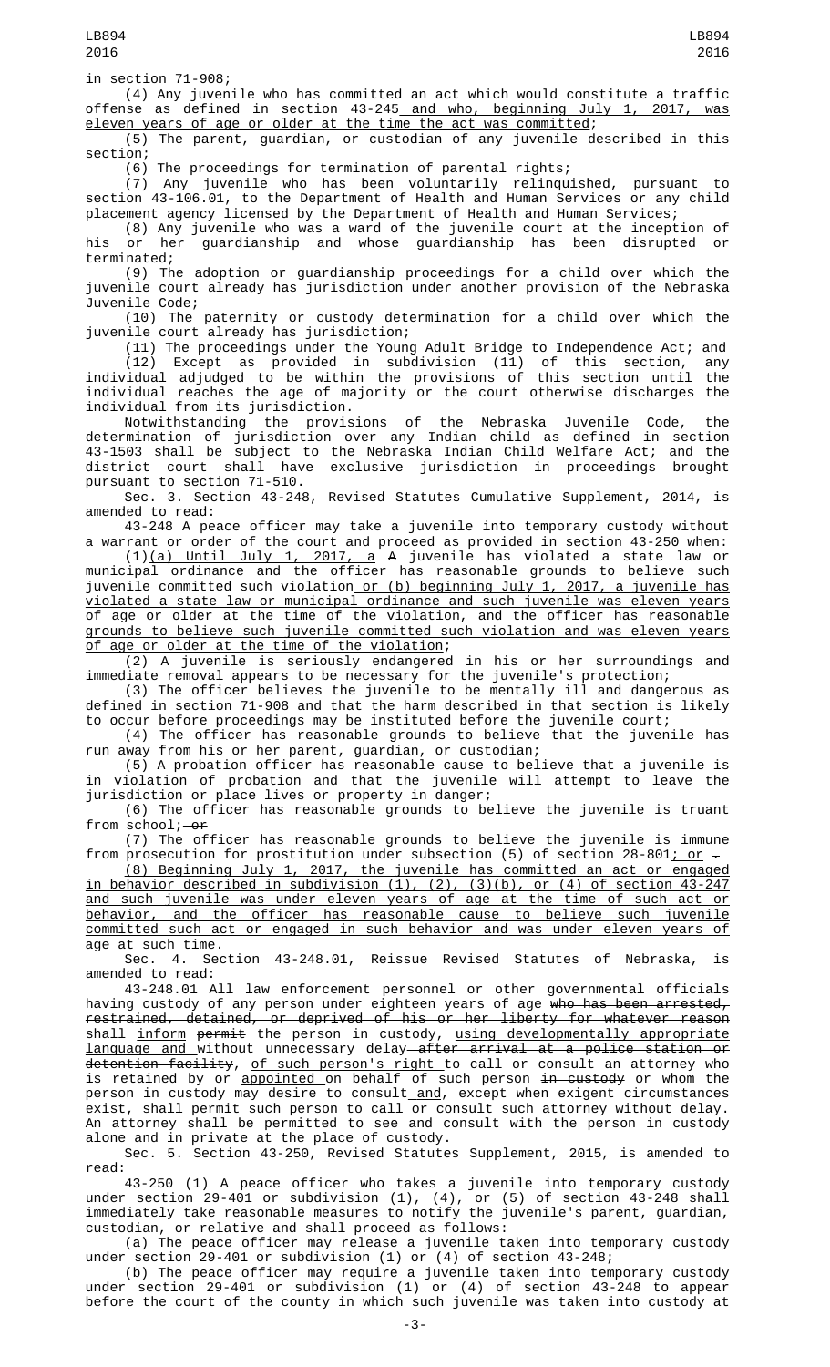in section 71-908;

(4) Any juvenile who has committed an act which would constitute a traffic offense as defined in section 43-245 and who, beginning July 1, 2017, was eleven years of age or older at the time the act was committed;

(5) The parent, guardian, or custodian of any juvenile described in this section;

(6) The proceedings for termination of parental rights;

(7) Any juvenile who has been voluntarily relinquished, pursuant to section 43-106.01, to the Department of Health and Human Services or any child placement agency licensed by the Department of Health and Human Services;

(8) Any juvenile who was a ward of the juvenile court at the inception of his or her guardianship and whose guardianship has been disrupted or terminated;

(9) The adoption or guardianship proceedings for a child over which the juvenile court already has jurisdiction under another provision of the Nebraska Juvenile Code;

(10) The paternity or custody determination for a child over which the juvenile court already has jurisdiction;

(11) The proceedings under the Young Adult Bridge to Independence Act; and

(12) Except as provided in subdivision (11) of this section, any individual adjudged to be within the provisions of this section until the individual reaches the age of majority or the court otherwise discharges the individual from its jurisdiction.

Notwithstanding the provisions of the Nebraska Juvenile Code, the determination of jurisdiction over any Indian child as defined in section 43-1503 shall be subject to the Nebraska Indian Child Welfare Act; and the district court shall have exclusive jurisdiction in proceedings brought pursuant to section 71-510.

Sec. 3. Section 43-248, Revised Statutes Cumulative Supplement, 2014, is amended to read:

43-248 A peace officer may take a juvenile into temporary custody without a warrant or order of the court and proceed as provided in section 43-250 when:

(1)(a) Until July 1, 2017, a A juvenile has violated a state law or municipal ordinance and the officer has reasonable grounds to believe such juvenile committed such violation or (b) beginning July 1, 2017, a juvenile has violated a state law or municipal ordinance and such juvenile was eleven years of age or older at the time of the violation, and the officer has reasonable grounds to believe such juvenile committed such violation and was eleven years of age or older at the time of the violation;

(2) A juvenile is seriously endangered in his or her surroundings and immediate removal appears to be necessary for the juvenile's protection;

(3) The officer believes the juvenile to be mentally ill and dangerous as defined in section 71-908 and that the harm described in that section is likely to occur before proceedings may be instituted before the juvenile court;

(4) The officer has reasonable grounds to believe that the juvenile has run away from his or her parent, guardian, or custodian;

(5) A probation officer has reasonable cause to believe that a juvenile is in violation of probation and that the juvenile will attempt to leave the jurisdiction or place lives or property in danger;

(6) The officer has reasonable grounds to believe the juvenile is truant from school; or

(7) The officer has reasonable grounds to believe the juvenile is immune from prosecution for prostitution under subsection (5) of section 28-801; or .

(8) Beginning July 1, 2017, the juvenile has committed an act or engaged in behavior described in subdivision (1), (2), (3)(b), or (4) of section 43-247 and such juvenile was under eleven years of age at the time of such act or behavior, and the officer has reasonable cause to believe such juvenile committed such act or engaged in such behavior and was under eleven years of age at such time.

Sec. 4. Section 43-248.01, Reissue Revised Statutes of Nebraska, is amended to read:

43-248.01 All law enforcement personnel or other governmental officials having custody of any person under eighteen years of age who has been arrested, restrained, detained, or deprived of his or her liberty for whatever reason shall inform permit the person in custody, using developmentally appropriate language and without unnecessary delay after arrival at a police station or detention facility, of such person's right to call or consult an attorney who is retained by or appointed on behalf of such person in custody or whom the person in custody may desire to consult and, except when exigent circumstances exist, shall permit such person to call or consult such attorney without delay. An attorney shall be permitted to see and consult with the person in custody alone and in private at the place of custody.

Sec. 5. Section 43-250, Revised Statutes Supplement, 2015, is amended to read:

43-250 (1) A peace officer who takes a juvenile into temporary custody under section 29-401 or subdivision (1), (4), or (5) of section 43-248 shall immediately take reasonable measures to notify the juvenile's parent, guardian, custodian, or relative and shall proceed as follows:

(a) The peace officer may release a juvenile taken into temporary custody under section 29-401 or subdivision (1) or (4) of section 43-248;

(b) The peace officer may require a juvenile taken into temporary custody under section 29-401 or subdivision (1) or (4) of section 43-248 to appear before the court of the county in which such juvenile was taken into custody at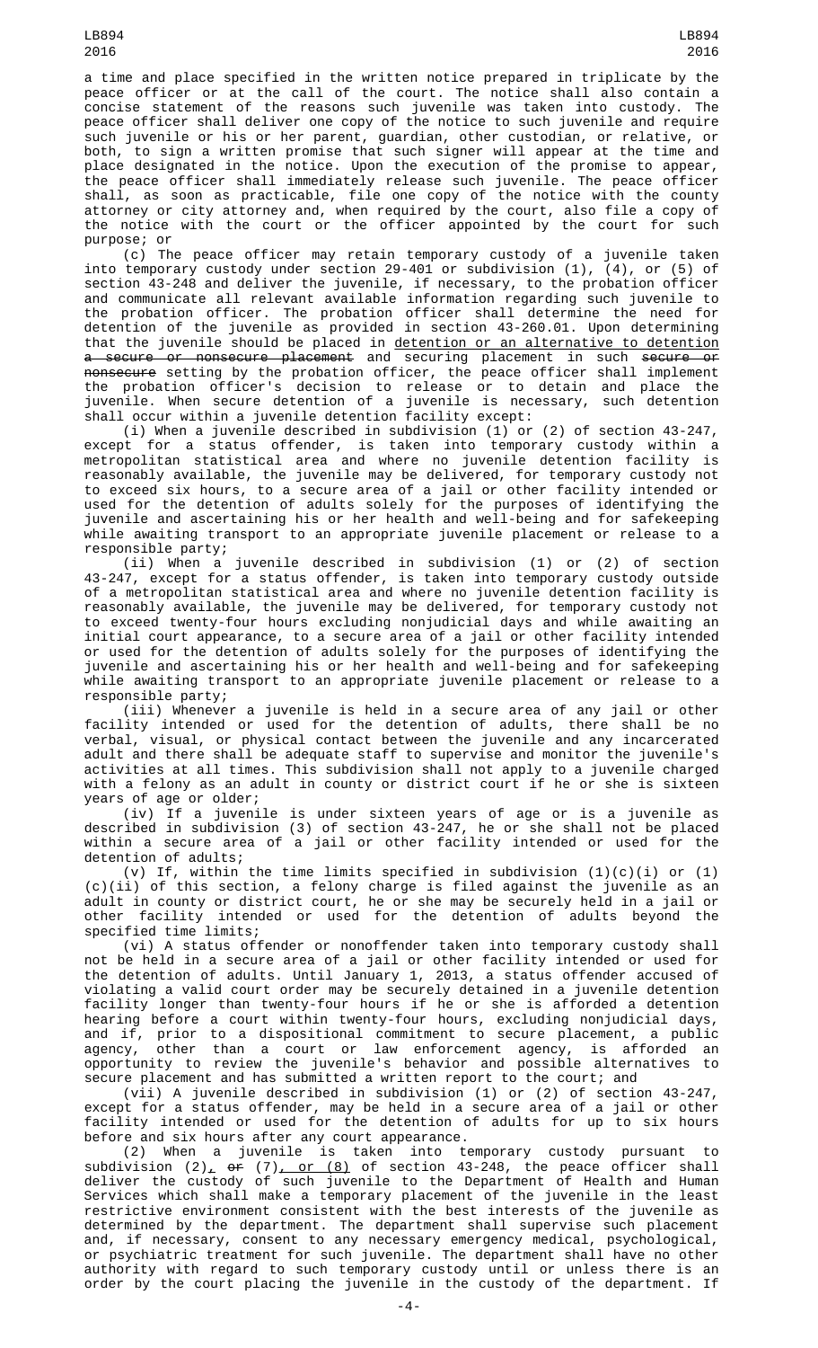a time and place specified in the written notice prepared in triplicate by the peace officer or at the call of the court. The notice shall also contain a concise statement of the reasons such juvenile was taken into custody. The peace officer shall deliver one copy of the notice to such juvenile and require such juvenile or his or her parent, guardian, other custodian, or relative, or both, to sign a written promise that such signer will appear at the time and place designated in the notice. Upon the execution of the promise to appear, the peace officer shall immediately release such juvenile. The peace officer shall, as soon as practicable, file one copy of the notice with the county attorney or city attorney and, when required by the court, also file a copy of the notice with the court or the officer appointed by the court for such purpose; or

(c) The peace officer may retain temporary custody of a juvenile taken into temporary custody under section 29-401 or subdivision (1), (4), or (5) of section 43-248 and deliver the juvenile, if necessary, to the probation officer and communicate all relevant available information regarding such juvenile to the probation officer. The probation officer shall determine the need for detention of the juvenile as provided in section 43-260.01. Upon determining that the juvenile should be placed in detention or an alternative to detention ~~a secure or nonsecure placement~~ and securing placement in such ~~secure or nonsecure~~ setting by the probation officer, the peace officer shall implement the probation officer's decision to release or to detain and place the juvenile. When secure detention of a juvenile is necessary, such detention shall occur within a juvenile detention facility except:

(i) When a juvenile described in subdivision (1) or (2) of section 43-247, except for a status offender, is taken into temporary custody within a metropolitan statistical area and where no juvenile detention facility is reasonably available, the juvenile may be delivered, for temporary custody not to exceed six hours, to a secure area of a jail or other facility intended or used for the detention of adults solely for the purposes of identifying the juvenile and ascertaining his or her health and well-being and for safekeeping while awaiting transport to an appropriate juvenile placement or release to a responsible party;

(ii) When a juvenile described in subdivision (1) or (2) of section 43-247, except for a status offender, is taken into temporary custody outside of a metropolitan statistical area and where no juvenile detention facility is reasonably available, the juvenile may be delivered, for temporary custody not to exceed twenty-four hours excluding nonjudicial days and while awaiting an initial court appearance, to a secure area of a jail or other facility intended or used for the detention of adults solely for the purposes of identifying the juvenile and ascertaining his or her health and well-being and for safekeeping while awaiting transport to an appropriate juvenile placement or release to a responsible party;

(iii) Whenever a juvenile is held in a secure area of any jail or other facility intended or used for the detention of adults, there shall be no verbal, visual, or physical contact between the juvenile and any incarcerated adult and there shall be adequate staff to supervise and monitor the juvenile's activities at all times. This subdivision shall not apply to a juvenile charged with a felony as an adult in county or district court if he or she is sixteen years of age or older;

(iv) If a juvenile is under sixteen years of age or is a juvenile as described in subdivision (3) of section 43-247, he or she shall not be placed within a secure area of a jail or other facility intended or used for the detention of adults;

(v) If, within the time limits specified in subdivision (1)(c)(i) or (1)(c)(ii) of this section, a felony charge is filed against the juvenile as an adult in county or district court, he or she may be securely held in a jail or other facility intended or used for the detention of adults beyond the specified time limits;

(vi) A status offender or nonoffender taken into temporary custody shall not be held in a secure area of a jail or other facility intended or used for the detention of adults. Until January 1, 2013, a status offender accused of violating a valid court order may be securely detained in a juvenile detention facility longer than twenty-four hours if he or she is afforded a detention hearing before a court within twenty-four hours, excluding nonjudicial days, and if, prior to a dispositional commitment to secure placement, a public agency, other than a court or law enforcement agency, is afforded an opportunity to review the juvenile's behavior and possible alternatives to secure placement and has submitted a written report to the court; and

(vii) A juvenile described in subdivision (1) or (2) of section 43-247, except for a status offender, may be held in a secure area of a jail or other facility intended or used for the detention of adults for up to six hours before and six hours after any court appearance.

(2) When a juvenile is taken into temporary custody pursuant to subdivision (2), ~~or~~ (7), or (8) of section 43-248, the peace officer shall deliver the custody of such juvenile to the Department of Health and Human Services which shall make a temporary placement of the juvenile in the least restrictive environment consistent with the best interests of the juvenile as determined by the department. The department shall supervise such placement and, if necessary, consent to any necessary emergency medical, psychological, or psychiatric treatment for such juvenile. The department shall have no other authority with regard to such temporary custody until or unless there is an order by the court placing the juvenile in the custody of the department. If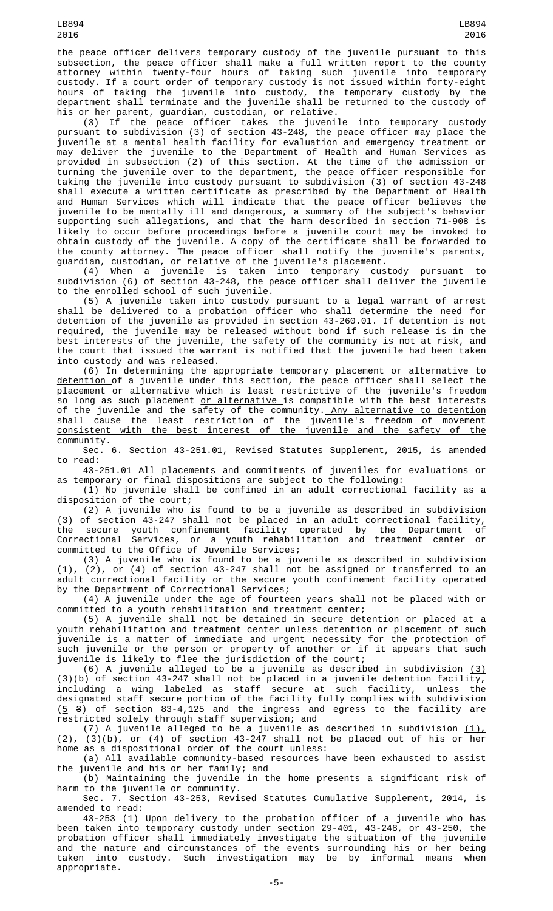the peace officer delivers temporary custody of the juvenile pursuant to this subsection, the peace officer shall make a full written report to the county attorney within twenty-four hours of taking such juvenile into temporary custody. If a court order of temporary custody is not issued within forty-eight hours of taking the juvenile into custody, the temporary custody by the department shall terminate and the juvenile shall be returned to the custody of his or her parent, guardian, custodian, or relative.

(3) If the peace officer takes the juvenile into temporary custody pursuant to subdivision (3) of section 43-248, the peace officer may place the juvenile at a mental health facility for evaluation and emergency treatment or may deliver the juvenile to the Department of Health and Human Services as provided in subsection (2) of this section. At the time of the admission or turning the juvenile over to the department, the peace officer responsible for taking the juvenile into custody pursuant to subdivision (3) of section 43-248 shall execute a written certificate as prescribed by the Department of Health and Human Services which will indicate that the peace officer believes the juvenile to be mentally ill and dangerous, a summary of the subject's behavior supporting such allegations, and that the harm described in section 71-908 is likely to occur before proceedings before a juvenile court may be invoked to obtain custody of the juvenile. A copy of the certificate shall be forwarded to the county attorney. The peace officer shall notify the juvenile's parents, guardian, custodian, or relative of the juvenile's placement.

(4) When a juvenile is taken into temporary custody pursuant to subdivision (6) of section 43-248, the peace officer shall deliver the juvenile to the enrolled school of such juvenile.

(5) A juvenile taken into custody pursuant to a legal warrant of arrest shall be delivered to a probation officer who shall determine the need for detention of the juvenile as provided in section 43-260.01. If detention is not required, the juvenile may be released without bond if such release is in the best interests of the juvenile, the safety of the community is not at risk, and the court that issued the warrant is notified that the juvenile had been taken into custody and was released.

(6) In determining the appropriate temporary placement or alternative to detention of a juvenile under this section, the peace officer shall select the placement or alternative which is least restrictive of the juvenile's freedom so long as such placement or alternative is compatible with the best interests of the juvenile and the safety of the community. Any alternative to detention shall cause the least restriction of the juvenile's freedom of movement consistent with the best interest of the juvenile and the safety of the community.

Sec. 6. Section 43-251.01, Revised Statutes Supplement, 2015, is amended to read:

43-251.01 All placements and commitments of juveniles for evaluations or as temporary or final dispositions are subject to the following:

(1) No juvenile shall be confined in an adult correctional facility as a disposition of the court;

(2) A juvenile who is found to be a juvenile as described in subdivision (3) of section 43-247 shall not be placed in an adult correctional facility, the secure youth confinement facility operated by the Department of Correctional Services, or a youth rehabilitation and treatment center or committed to the Office of Juvenile Services;

(3) A juvenile who is found to be a juvenile as described in subdivision (1), (2), or (4) of section 43-247 shall not be assigned or transferred to an adult correctional facility or the secure youth confinement facility operated by the Department of Correctional Services;

(4) A juvenile under the age of fourteen years shall not be placed with or committed to a youth rehabilitation and treatment center;

(5) A juvenile shall not be detained in secure detention or placed at a youth rehabilitation and treatment center unless detention or placement of such juvenile is a matter of immediate and urgent necessity for the protection of such juvenile or the person or property of another or if it appears that such juvenile is likely to flee the jurisdiction of the court;

(6) A juvenile alleged to be a juvenile as described in subdivision (3) ~~(3)(b)~~ of section 43-247 shall not be placed in a juvenile detention facility, including a wing labeled as staff secure at such facility, unless the designated staff secure portion of the facility fully complies with subdivision (5 ~~3~~) of section 83-4,125 and the ingress and egress to the facility are restricted solely through staff supervision; and

(7) A juvenile alleged to be a juvenile as described in subdivision (1), (2), (3)(b), or (4) of section 43-247 shall not be placed out of his or her home as a dispositional order of the court unless:

(a) All available community-based resources have been exhausted to assist the juvenile and his or her family; and

(b) Maintaining the juvenile in the home presents a significant risk of harm to the juvenile or community.

Sec. 7. Section 43-253, Revised Statutes Cumulative Supplement, 2014, is amended to read:

43-253 (1) Upon delivery to the probation officer of a juvenile who has been taken into temporary custody under section 29-401, 43-248, or 43-250, the probation officer shall immediately investigate the situation of the juvenile and the nature and circumstances of the events surrounding his or her being taken into custody. Such investigation may be by informal means when appropriate.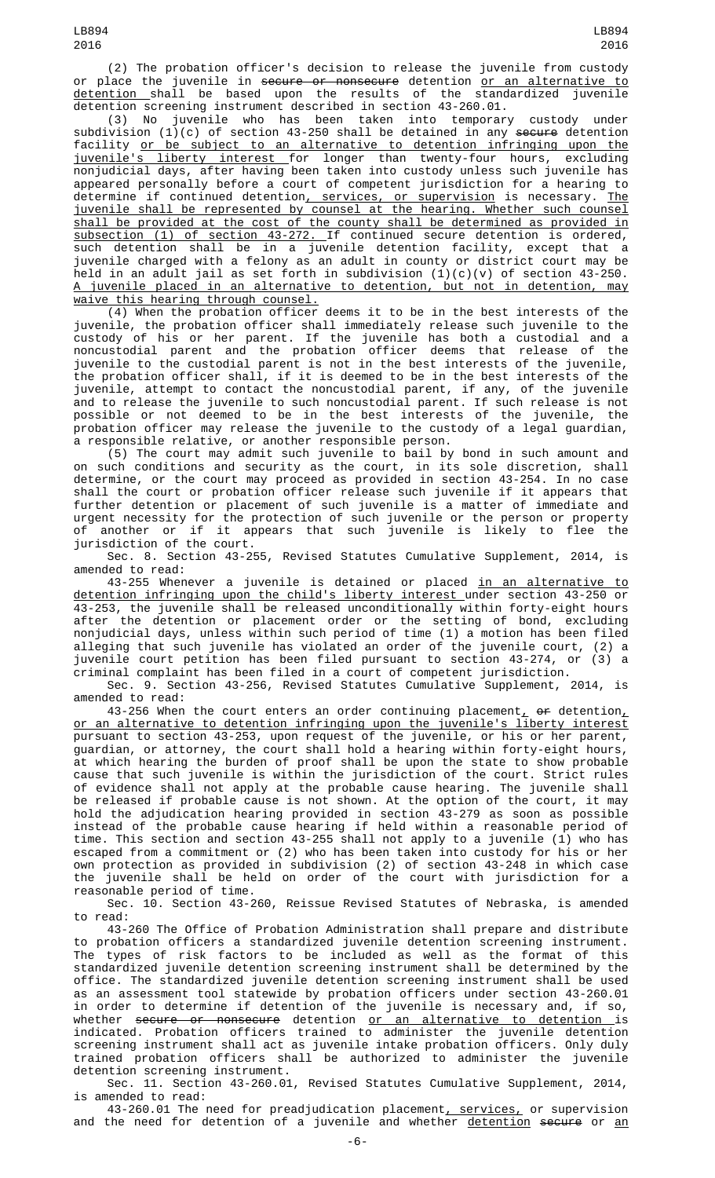(2) The probation officer's decision to release the juvenile from custody or place the juvenile in ~~secure or nonsecure~~ detention <u>or an alternative to detention</u> shall be based upon the results of the standardized juvenile detention screening instrument described in section 43-260.01.

(3) No juvenile who has been taken into temporary custody under subdivision (1)(c) of section 43-250 shall be detained in any ~~secure~~ detention facility <u>or be subject to an alternative to detention infringing upon the juvenile's liberty interest</u> for longer than twenty-four hours, excluding nonjudicial days, after having been taken into custody unless such juvenile has appeared personally before a court of competent jurisdiction for a hearing to determine if continued detention<u>, services, or supervision</u> is necessary. <u>The juvenile shall be represented by counsel at the hearing. Whether such counsel shall be provided at the cost of the county shall be determined as provided in subsection (1) of section 43-272.</u> If continued secure detention is ordered, such detention shall be in a juvenile detention facility, except that a juvenile charged with a felony as an adult in county or district court may be held in an adult jail as set forth in subdivision (1)(c)(v) of section 43-250. <u>A juvenile placed in an alternative to detention, but not in detention, may waive this hearing through counsel.</u>

(4) When the probation officer deems it to be in the best interests of the juvenile, the probation officer shall immediately release such juvenile to the custody of his or her parent. If the juvenile has both a custodial and a noncustodial parent and the probation officer deems that release of the juvenile to the custodial parent is not in the best interests of the juvenile, the probation officer shall, if it is deemed to be in the best interests of the juvenile, attempt to contact the noncustodial parent, if any, of the juvenile and to release the juvenile to such noncustodial parent. If such release is not possible or not deemed to be in the best interests of the juvenile, the probation officer may release the juvenile to the custody of a legal guardian, a responsible relative, or another responsible person.

(5) The court may admit such juvenile to bail by bond in such amount and on such conditions and security as the court, in its sole discretion, shall determine, or the court may proceed as provided in section 43-254. In no case shall the court or probation officer release such juvenile if it appears that further detention or placement of such juvenile is a matter of immediate and urgent necessity for the protection of such juvenile or the person or property of another or if it appears that such juvenile is likely to flee the jurisdiction of the court.

Sec. 8. Section 43-255, Revised Statutes Cumulative Supplement, 2014, is amended to read:

43-255 Whenever a juvenile is detained or placed <u>in an alternative to detention infringing upon the child's liberty interest</u> under section 43-250 or 43-253, the juvenile shall be released unconditionally within forty-eight hours after the detention or placement order or the setting of bond, excluding nonjudicial days, unless within such period of time (1) a motion has been filed alleging that such juvenile has violated an order of the juvenile court, (2) a juvenile court petition has been filed pursuant to section 43-274, or (3) a criminal complaint has been filed in a court of competent jurisdiction.

Sec. 9. Section 43-256, Revised Statutes Cumulative Supplement, 2014, is amended to read:

43-256 When the court enters an order continuing placement<u>,</u> ~~or~~ detention<u>, or an alternative to detention infringing upon the juvenile's liberty interest</u> pursuant to section 43-253, upon request of the juvenile, or his or her parent, guardian, or attorney, the court shall hold a hearing within forty-eight hours, at which hearing the burden of proof shall be upon the state to show probable cause that such juvenile is within the jurisdiction of the court. Strict rules of evidence shall not apply at the probable cause hearing. The juvenile shall be released if probable cause is not shown. At the option of the court, it may hold the adjudication hearing provided in section 43-279 as soon as possible instead of the probable cause hearing if held within a reasonable period of time. This section and section 43-255 shall not apply to a juvenile (1) who has escaped from a commitment or (2) who has been taken into custody for his or her own protection as provided in subdivision (2) of section 43-248 in which case the juvenile shall be held on order of the court with jurisdiction for a reasonable period of time.

Sec. 10. Section 43-260, Reissue Revised Statutes of Nebraska, is amended to read:

43-260 The Office of Probation Administration shall prepare and distribute to probation officers a standardized juvenile detention screening instrument. The types of risk factors to be included as well as the format of this standardized juvenile detention screening instrument shall be determined by the office. The standardized juvenile detention screening instrument shall be used as an assessment tool statewide by probation officers under section 43-260.01 in order to determine if detention of the juvenile is necessary and, if so, whether ~~secure or nonsecure~~ detention <u>or an alternative to detention</u> is indicated. Probation officers trained to administer the juvenile detention screening instrument shall act as juvenile intake probation officers. Only duly trained probation officers shall be authorized to administer the juvenile detention screening instrument.

Sec. 11. Section 43-260.01, Revised Statutes Cumulative Supplement, 2014, is amended to read:

43-260.01 The need for preadjudication placement<u>, services,</u> or supervision and the need for detention of a juvenile and whether <u>detention</u> ~~secure~~ or <u>an</u>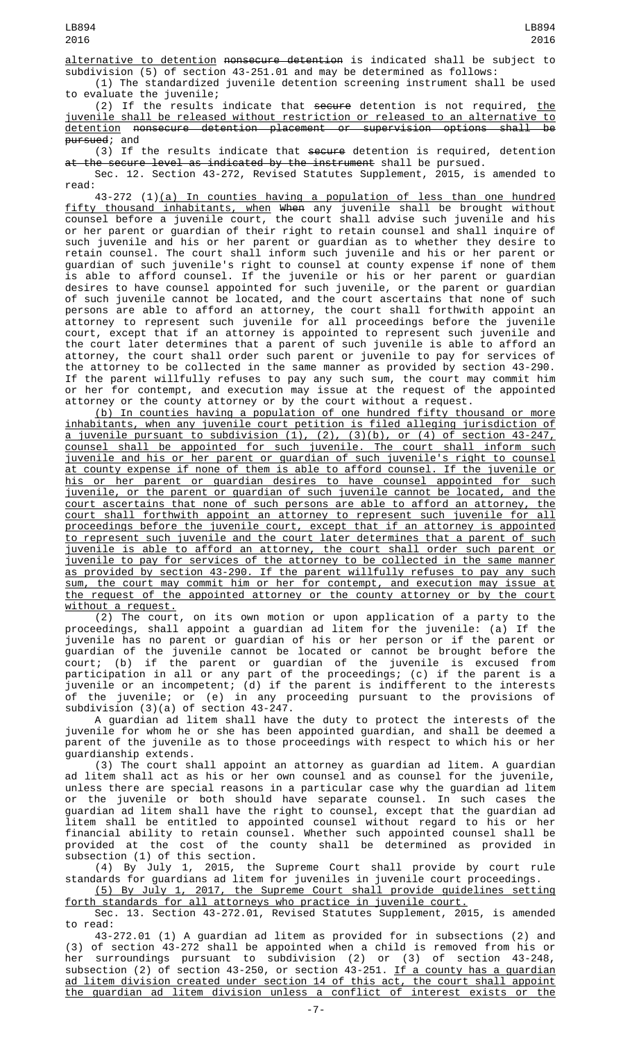alternative to detention ~~nonsecure detention~~ is indicated shall be subject to subdivision (5) of section 43-251.01 and may be determined as follows:

(1) The standardized juvenile detention screening instrument shall be used to evaluate the juvenile;

(2) If the results indicate that ~~secure~~ detention is not required, the juvenile shall be released without restriction or released to an alternative to detention ~~nonsecure detention placement or supervision options shall be pursued~~; and

(3) If the results indicate that ~~secure~~ detention is required, detention ~~at the secure level as indicated by the instrument~~ shall be pursued.

Sec. 12. Section 43-272, Revised Statutes Supplement, 2015, is amended to read:

43-272 (1)(a) In counties having a population of less than one hundred fifty thousand inhabitants, when ~~When~~ any juvenile shall be brought without counsel before a juvenile court, the court shall advise such juvenile and his or her parent or guardian of their right to retain counsel and shall inquire of such juvenile and his or her parent or guardian as to whether they desire to retain counsel. The court shall inform such juvenile and his or her parent or guardian of such juvenile's right to counsel at county expense if none of them is able to afford counsel. If the juvenile or his or her parent or guardian desires to have counsel appointed for such juvenile, or the parent or guardian of such juvenile cannot be located, and the court ascertains that none of such persons are able to afford an attorney, the court shall forthwith appoint an attorney to represent such juvenile for all proceedings before the juvenile court, except that if an attorney is appointed to represent such juvenile and the court later determines that a parent of such juvenile is able to afford an attorney, the court shall order such parent or juvenile to pay for services of the attorney to be collected in the same manner as provided by section 43-290. If the parent willfully refuses to pay any such sum, the court may commit him or her for contempt, and execution may issue at the request of the appointed attorney or the county attorney or by the court without a request.

(b) In counties having a population of one hundred fifty thousand or more inhabitants, when any juvenile court petition is filed alleging jurisdiction of a juvenile pursuant to subdivision (1), (2), (3)(b), or (4) of section 43-247, counsel shall be appointed for such juvenile. The court shall inform such juvenile and his or her parent or guardian of such juvenile's right to counsel at county expense if none of them is able to afford counsel. If the juvenile or his or her parent or guardian desires to have counsel appointed for such juvenile, or the parent or guardian of such juvenile cannot be located, and the court ascertains that none of such persons are able to afford an attorney, the court shall forthwith appoint an attorney to represent such juvenile for all proceedings before the juvenile court, except that if an attorney is appointed to represent such juvenile and the court later determines that a parent of such juvenile is able to afford an attorney, the court shall order such parent or juvenile to pay for services of the attorney to be collected in the same manner as provided by section 43-290. If the parent willfully refuses to pay any such sum, the court may commit him or her for contempt, and execution may issue at the request of the appointed attorney or the county attorney or by the court without a request.

(2) The court, on its own motion or upon application of a party to the proceedings, shall appoint a guardian ad litem for the juvenile: (a) If the juvenile has no parent or guardian of his or her person or if the parent or guardian of the juvenile cannot be located or cannot be brought before the court; (b) if the parent or guardian of the juvenile is excused from participation in all or any part of the proceedings; (c) if the parent is a juvenile or an incompetent; (d) if the parent is indifferent to the interests of the juvenile; or (e) in any proceeding pursuant to the provisions of subdivision (3)(a) of section 43-247.

A guardian ad litem shall have the duty to protect the interests of the juvenile for whom he or she has been appointed guardian, and shall be deemed a parent of the juvenile as to those proceedings with respect to which his or her guardianship extends.

(3) The court shall appoint an attorney as guardian ad litem. A guardian ad litem shall act as his or her own counsel and as counsel for the juvenile, unless there are special reasons in a particular case why the guardian ad litem or the juvenile or both should have separate counsel. In such cases the guardian ad litem shall have the right to counsel, except that the guardian ad litem shall be entitled to appointed counsel without regard to his or her financial ability to retain counsel. Whether such appointed counsel shall be provided at the cost of the county shall be determined as provided in subsection (1) of this section.

(4) By July 1, 2015, the Supreme Court shall provide by court rule standards for guardians ad litem for juveniles in juvenile court proceedings.

(5) By July 1, 2017, the Supreme Court shall provide guidelines setting forth standards for all attorneys who practice in juvenile court.

Sec. 13. Section 43-272.01, Revised Statutes Supplement, 2015, is amended to read:

43-272.01 (1) A guardian ad litem as provided for in subsections (2) and (3) of section 43-272 shall be appointed when a child is removed from his or her surroundings pursuant to subdivision (2) or (3) of section 43-248, subsection (2) of section 43-250, or section 43-251. If a county has a guardian ad litem division created under section 14 of this act, the court shall appoint the guardian ad litem division unless a conflict of interest exists or the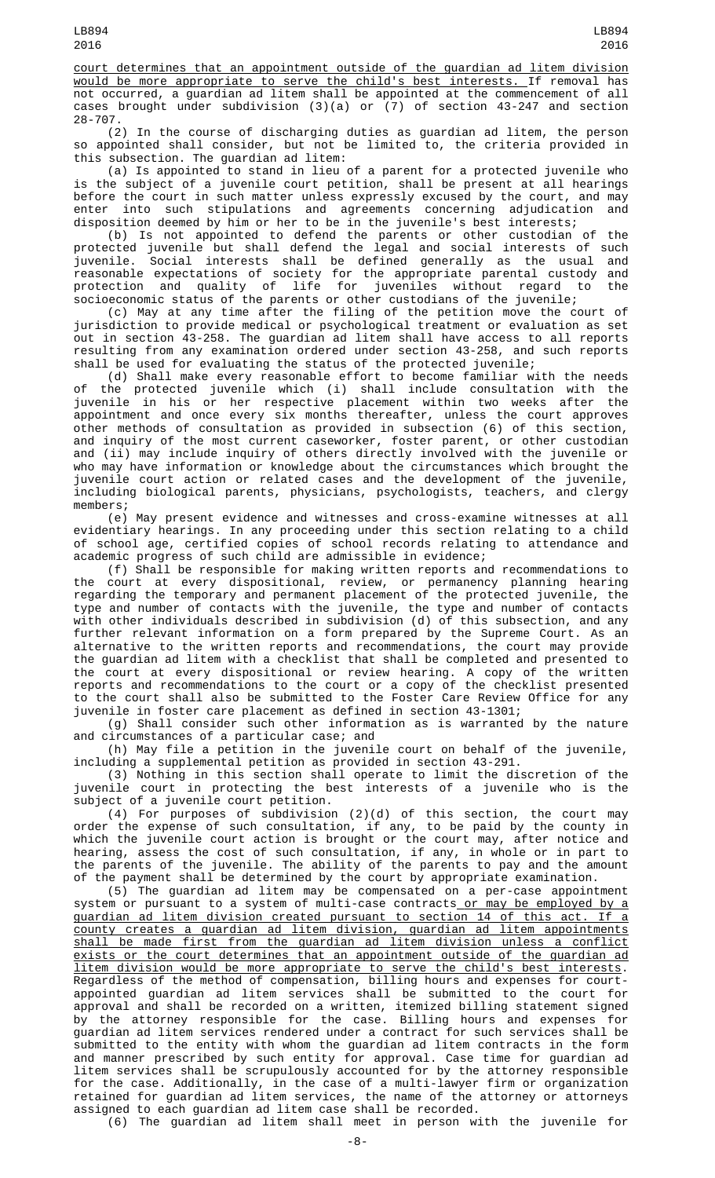court determines that an appointment outside of the guardian ad litem division would be more appropriate to serve the child's best interests. If removal has not occurred, a guardian ad litem shall be appointed at the commencement of all cases brought under subdivision (3)(a) or (7) of section 43-247 and section 28-707.

(2) In the course of discharging duties as guardian ad litem, the person so appointed shall consider, but not be limited to, the criteria provided in this subsection. The guardian ad litem:

(a) Is appointed to stand in lieu of a parent for a protected juvenile who is the subject of a juvenile court petition, shall be present at all hearings before the court in such matter unless expressly excused by the court, and may enter into such stipulations and agreements concerning adjudication and disposition deemed by him or her to be in the juvenile's best interests;

(b) Is not appointed to defend the parents or other custodian of the protected juvenile but shall defend the legal and social interests of such juvenile. Social interests shall be defined generally as the usual and reasonable expectations of society for the appropriate parental custody and protection and quality of life for juveniles without regard to the socioeconomic status of the parents or other custodians of the juvenile;

(c) May at any time after the filing of the petition move the court of jurisdiction to provide medical or psychological treatment or evaluation as set out in section 43-258. The guardian ad litem shall have access to all reports resulting from any examination ordered under section 43-258, and such reports shall be used for evaluating the status of the protected juvenile;

(d) Shall make every reasonable effort to become familiar with the needs of the protected juvenile which (i) shall include consultation with the juvenile in his or her respective placement within two weeks after the appointment and once every six months thereafter, unless the court approves other methods of consultation as provided in subsection (6) of this section, and inquiry of the most current caseworker, foster parent, or other custodian and (ii) may include inquiry of others directly involved with the juvenile or who may have information or knowledge about the circumstances which brought the juvenile court action or related cases and the development of the juvenile, including biological parents, physicians, psychologists, teachers, and clergy members;

(e) May present evidence and witnesses and cross-examine witnesses at all evidentiary hearings. In any proceeding under this section relating to a child of school age, certified copies of school records relating to attendance and academic progress of such child are admissible in evidence;

(f) Shall be responsible for making written reports and recommendations to the court at every dispositional, review, or permanency planning hearing regarding the temporary and permanent placement of the protected juvenile, the type and number of contacts with the juvenile, the type and number of contacts with other individuals described in subdivision (d) of this subsection, and any further relevant information on a form prepared by the Supreme Court. As an alternative to the written reports and recommendations, the court may provide the guardian ad litem with a checklist that shall be completed and presented to the court at every dispositional or review hearing. A copy of the written reports and recommendations to the court or a copy of the checklist presented to the court shall also be submitted to the Foster Care Review Office for any juvenile in foster care placement as defined in section 43-1301;

(g) Shall consider such other information as is warranted by the nature and circumstances of a particular case; and

(h) May file a petition in the juvenile court on behalf of the juvenile, including a supplemental petition as provided in section 43-291.

(3) Nothing in this section shall operate to limit the discretion of the juvenile court in protecting the best interests of a juvenile who is the subject of a juvenile court petition.

(4) For purposes of subdivision (2)(d) of this section, the court may order the expense of such consultation, if any, to be paid by the county in which the juvenile court action is brought or the court may, after notice and hearing, assess the cost of such consultation, if any, in whole or in part to the parents of the juvenile. The ability of the parents to pay and the amount of the payment shall be determined by the court by appropriate examination.

(5) The guardian ad litem may be compensated on a per-case appointment system or pursuant to a system of multi-case contracts or may be employed by a guardian ad litem division created pursuant to section 14 of this act. If a county creates a guardian ad litem division, guardian ad litem appointments shall be made first from the guardian ad litem division unless a conflict exists or the court determines that an appointment outside of the guardian ad litem division would be more appropriate to serve the child's best interests. Regardless of the method of compensation, billing hours and expenses for court-appointed guardian ad litem services shall be submitted to the court for approval and shall be recorded on a written, itemized billing statement signed by the attorney responsible for the case. Billing hours and expenses for guardian ad litem services rendered under a contract for such services shall be submitted to the entity with whom the guardian ad litem contracts in the form and manner prescribed by such entity for approval. Case time for guardian ad litem services shall be scrupulously accounted for by the attorney responsible for the case. Additionally, in the case of a multi-lawyer firm or organization retained for guardian ad litem services, the name of the attorney or attorneys assigned to each guardian ad litem case shall be recorded.

(6) The guardian ad litem shall meet in person with the juvenile for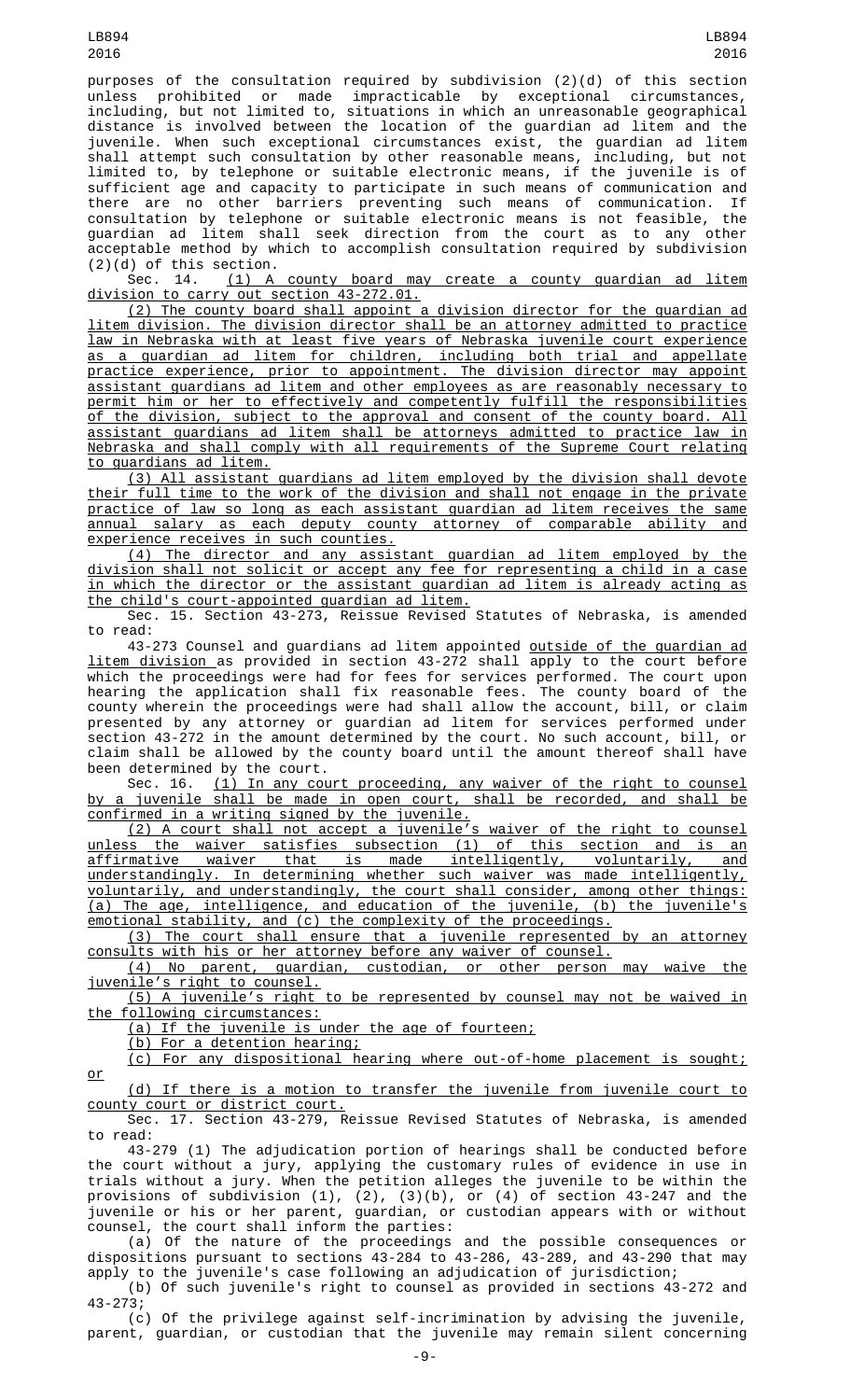purposes of the consultation required by subdivision (2)(d) of this section unless prohibited or made impracticable by exceptional circumstances, including, but not limited to, situations in which an unreasonable geographical distance is involved between the location of the guardian ad litem and the juvenile. When such exceptional circumstances exist, the guardian ad litem shall attempt such consultation by other reasonable means, including, but not limited to, by telephone or suitable electronic means, if the juvenile is of sufficient age and capacity to participate in such means of communication and there are no other barriers preventing such means of communication. If consultation by telephone or suitable electronic means is not feasible, the guardian ad litem shall seek direction from the court as to any other acceptable method by which to accomplish consultation required by subdivision (2)(d) of this section.

Sec. 14. (1) A county board may create a county guardian ad litem division to carry out section 43-272.01.

(2) The county board shall appoint a division director for the guardian ad litem division. The division director shall be an attorney admitted to practice law in Nebraska with at least five years of Nebraska juvenile court experience as a guardian ad litem for children, including both trial and appellate practice experience, prior to appointment. The division director may appoint assistant guardians ad litem and other employees as are reasonably necessary to permit him or her to effectively and competently fulfill the responsibilities of the division, subject to the approval and consent of the county board. All assistant guardians ad litem shall be attorneys admitted to practice law in Nebraska and shall comply with all requirements of the Supreme Court relating to guardians ad litem.

(3) All assistant guardians ad litem employed by the division shall devote their full time to the work of the division and shall not engage in the private practice of law so long as each assistant guardian ad litem receives the same annual salary as each deputy county attorney of comparable ability and experience receives in such counties.

(4) The director and any assistant guardian ad litem employed by the division shall not solicit or accept any fee for representing a child in a case in which the director or the assistant guardian ad litem is already acting as the child's court-appointed guardian ad litem.

Sec. 15. Section 43-273, Reissue Revised Statutes of Nebraska, is amended to read:

43-273 Counsel and guardians ad litem appointed outside of the guardian ad litem division as provided in section 43-272 shall apply to the court before which the proceedings were had for fees for services performed. The court upon hearing the application shall fix reasonable fees. The county board of the county wherein the proceedings were had shall allow the account, bill, or claim presented by any attorney or guardian ad litem for services performed under section 43-272 in the amount determined by the court. No such account, bill, or claim shall be allowed by the county board until the amount thereof shall have been determined by the court.

Sec. 16. (1) In any court proceeding, any waiver of the right to counsel by a juvenile shall be made in open court, shall be recorded, and shall be confirmed in a writing signed by the juvenile.

(2) A court shall not accept a juvenile's waiver of the right to counsel unless the waiver satisfies subsection (1) of this section and is an affirmative waiver that is made intelligently, voluntarily, and understandingly. In determining whether such waiver was made intelligently, voluntarily, and understandingly, the court shall consider, among other things: (a) The age, intelligence, and education of the juvenile, (b) the juvenile's emotional stability, and (c) the complexity of the proceedings.

(3) The court shall ensure that a juvenile represented by an attorney consults with his or her attorney before any waiver of counsel.

(4) No parent, guardian, custodian, or other person may waive the juvenile's right to counsel.

(5) A juvenile's right to be represented by counsel may not be waived in the following circumstances:

(a) If the juvenile is under the age of fourteen;

(b) For a detention hearing;

(c) For any dispositional hearing where out-of-home placement is sought; or

(d) If there is a motion to transfer the juvenile from juvenile court to county court or district court.

Sec. 17. Section 43-279, Reissue Revised Statutes of Nebraska, is amended to read:

43-279 (1) The adjudication portion of hearings shall be conducted before the court without a jury, applying the customary rules of evidence in use in trials without a jury. When the petition alleges the juvenile to be within the provisions of subdivision (1), (2), (3)(b), or (4) of section 43-247 and the juvenile or his or her parent, guardian, or custodian appears with or without counsel, the court shall inform the parties:

(a) Of the nature of the proceedings and the possible consequences or dispositions pursuant to sections 43-284 to 43-286, 43-289, and 43-290 that may apply to the juvenile's case following an adjudication of jurisdiction;

(b) Of such juvenile's right to counsel as provided in sections 43-272 and 43-273;

(c) Of the privilege against self-incrimination by advising the juvenile, parent, guardian, or custodian that the juvenile may remain silent concerning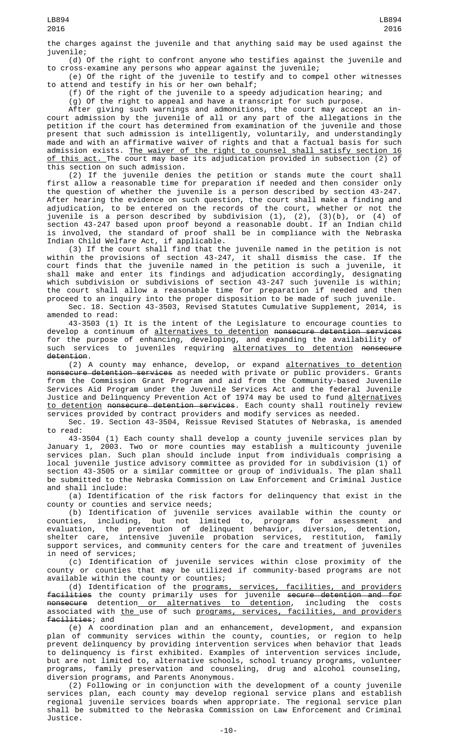the charges against the juvenile and that anything said may be used against the juvenile;

(d) Of the right to confront anyone who testifies against the juvenile and to cross-examine any persons who appear against the juvenile;

(e) Of the right of the juvenile to testify and to compel other witnesses to attend and testify in his or her own behalf;

(f) Of the right of the juvenile to a speedy adjudication hearing; and

(g) Of the right to appeal and have a transcript for such purpose.

After giving such warnings and admonitions, the court may accept an in-court admission by the juvenile of all or any part of the allegations in the petition if the court has determined from examination of the juvenile and those present that such admission is intelligently, voluntarily, and understandingly made and with an affirmative waiver of rights and that a factual basis for such admission exists. <u>The waiver of the right to counsel shall satisfy section 16 of this act.</u> The court may base its adjudication provided in subsection (2) of this section on such admission.

(2) If the juvenile denies the petition or stands mute the court shall first allow a reasonable time for preparation if needed and then consider only the question of whether the juvenile is a person described by section 43-247. After hearing the evidence on such question, the court shall make a finding and adjudication, to be entered on the records of the court, whether or not the juvenile is a person described by subdivision (1), (2), (3)(b), or (4) of section 43-247 based upon proof beyond a reasonable doubt. If an Indian child is involved, the standard of proof shall be in compliance with the Nebraska Indian Child Welfare Act, if applicable.

(3) If the court shall find that the juvenile named in the petition is not within the provisions of section 43-247, it shall dismiss the case. If the court finds that the juvenile named in the petition is such a juvenile, it shall make and enter its findings and adjudication accordingly, designating which subdivision or subdivisions of section 43-247 such juvenile is within; the court shall allow a reasonable time for preparation if needed and then proceed to an inquiry into the proper disposition to be made of such juvenile.

Sec. 18. Section 43-3503, Revised Statutes Cumulative Supplement, 2014, is amended to read:

43-3503 (1) It is the intent of the Legislature to encourage counties to develop a continuum of <u>alternatives to detention</u> ~~nonsecure detention services~~ for the purpose of enhancing, developing, and expanding the availability of such services to juveniles requiring <u>alternatives to detention</u> ~~nonsecure detention~~.

(2) A county may enhance, develop, or expand <u>alternatives to detention</u> ~~nonsecure detention services~~ as needed with private or public providers. Grants from the Commission Grant Program and aid from the Community-based Juvenile Services Aid Program under the Juvenile Services Act and the federal Juvenile Justice and Delinquency Prevention Act of 1974 may be used to fund <u>alternatives to detention</u> ~~nonsecure detention services~~. Each county shall routinely review services provided by contract providers and modify services as needed.

Sec. 19. Section 43-3504, Reissue Revised Statutes of Nebraska, is amended to read:

43-3504 (1) Each county shall develop a county juvenile services plan by January 1, 2003. Two or more counties may establish a multicounty juvenile services plan. Such plan should include input from individuals comprising a local juvenile justice advisory committee as provided for in subdivision (1) of section 43-3505 or a similar committee or group of individuals. The plan shall be submitted to the Nebraska Commission on Law Enforcement and Criminal Justice and shall include:

(a) Identification of the risk factors for delinquency that exist in the county or counties and service needs;

(b) Identification of juvenile services available within the county or counties, including, but not limited to, programs for assessment and evaluation, the prevention of delinquent behavior, diversion, detention, shelter care, intensive juvenile probation services, restitution, family support services, and community centers for the care and treatment of juveniles in need of services;

(c) Identification of juvenile services within close proximity of the county or counties that may be utilized if community-based programs are not available within the county or counties;

(d) Identification of the <u>programs, services, facilities, and providers</u> ~~facilities~~ the county primarily uses for juvenile ~~secure detention and for nonsecure~~ detention<u> or alternatives to detention</u>, including the costs associated with <u>the</u> use of such <u>programs, services, facilities, and providers</u> ~~facilities~~; and

(e) A coordination plan and an enhancement, development, and expansion plan of community services within the county, counties, or region to help prevent delinquency by providing intervention services when behavior that leads to delinquency is first exhibited. Examples of intervention services include, but are not limited to, alternative schools, school truancy programs, volunteer programs, family preservation and counseling, drug and alcohol counseling, diversion programs, and Parents Anonymous.

(2) Following or in conjunction with the development of a county juvenile services plan, each county may develop regional service plans and establish regional juvenile services boards when appropriate. The regional service plan shall be submitted to the Nebraska Commission on Law Enforcement and Criminal Justice.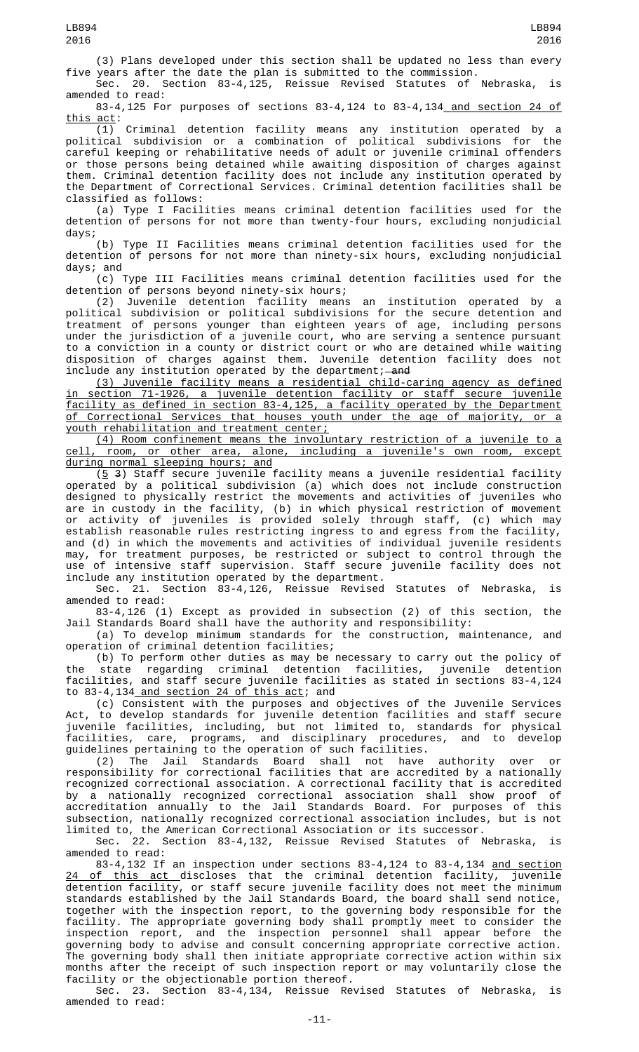(3) Plans developed under this section shall be updated no less than every five years after the date the plan is submitted to the commission.

Sec. 20. Section 83-4,125, Reissue Revised Statutes of Nebraska, is amended to read:

83-4,125 For purposes of sections 83-4,124 to 83-4,134 and section 24 of this act:

(1) Criminal detention facility means any institution operated by a political subdivision or a combination of political subdivisions for the careful keeping or rehabilitative needs of adult or juvenile criminal offenders or those persons being detained while awaiting disposition of charges against them. Criminal detention facility does not include any institution operated by the Department of Correctional Services. Criminal detention facilities shall be classified as follows:

(a) Type I Facilities means criminal detention facilities used for the detention of persons for not more than twenty-four hours, excluding nonjudicial days;

(b) Type II Facilities means criminal detention facilities used for the detention of persons for not more than ninety-six hours, excluding nonjudicial days; and

(c) Type III Facilities means criminal detention facilities used for the detention of persons beyond ninety-six hours;

(2) Juvenile detention facility means an institution operated by a political subdivision or political subdivisions for the secure detention and treatment of persons younger than eighteen years of age, including persons under the jurisdiction of a juvenile court, who are serving a sentence pursuant to a conviction in a county or district court or who are detained while waiting disposition of charges against them. Juvenile detention facility does not include any institution operated by the department; ~~and~~

(3) Juvenile facility means a residential child-caring agency as defined in section 71-1926, a juvenile detention facility or staff secure juvenile facility as defined in section 83-4,125, a facility operated by the Department of Correctional Services that houses youth under the age of majority, or a youth rehabilitation and treatment center;

(4) Room confinement means the involuntary restriction of a juvenile to a cell, room, or other area, alone, including a juvenile's own room, except during normal sleeping hours; and

(5 ~~3~~) Staff secure juvenile facility means a juvenile residential facility operated by a political subdivision (a) which does not include construction designed to physically restrict the movements and activities of juveniles who are in custody in the facility, (b) in which physical restriction of movement or activity of juveniles is provided solely through staff, (c) which may establish reasonable rules restricting ingress to and egress from the facility, and (d) in which the movements and activities of individual juvenile residents may, for treatment purposes, be restricted or subject to control through the use of intensive staff supervision. Staff secure juvenile facility does not include any institution operated by the department.

Sec. 21. Section 83-4,126, Reissue Revised Statutes of Nebraska, is amended to read:

83-4,126 (1) Except as provided in subsection (2) of this section, the Jail Standards Board shall have the authority and responsibility:

(a) To develop minimum standards for the construction, maintenance, and operation of criminal detention facilities;

(b) To perform other duties as may be necessary to carry out the policy of the state regarding criminal detention facilities, juvenile detention facilities, and staff secure juvenile facilities as stated in sections 83-4,124 to 83-4,134 and section 24 of this act; and

(c) Consistent with the purposes and objectives of the Juvenile Services Act, to develop standards for juvenile detention facilities and staff secure juvenile facilities, including, but not limited to, standards for physical facilities, care, programs, and disciplinary procedures, and to develop guidelines pertaining to the operation of such facilities.

(2) The Jail Standards Board shall not have authority over or responsibility for correctional facilities that are accredited by a nationally recognized correctional association. A correctional facility that is accredited by a nationally recognized correctional association shall show proof of accreditation annually to the Jail Standards Board. For purposes of this subsection, nationally recognized correctional association includes, but is not limited to, the American Correctional Association or its successor.

Sec. 22. Section 83-4,132, Reissue Revised Statutes of Nebraska, is amended to read:

83-4,132 If an inspection under sections 83-4,124 to 83-4,134 and section 24 of this act discloses that the criminal detention facility, juvenile detention facility, or staff secure juvenile facility does not meet the minimum standards established by the Jail Standards Board, the board shall send notice, together with the inspection report, to the governing body responsible for the facility. The appropriate governing body shall promptly meet to consider the inspection report, and the inspection personnel shall appear before the governing body to advise and consult concerning appropriate corrective action. The governing body shall then initiate appropriate corrective action within six months after the receipt of such inspection report or may voluntarily close the facility or the objectionable portion thereof.

Sec. 23. Section 83-4,134, Reissue Revised Statutes of Nebraska, is amended to read: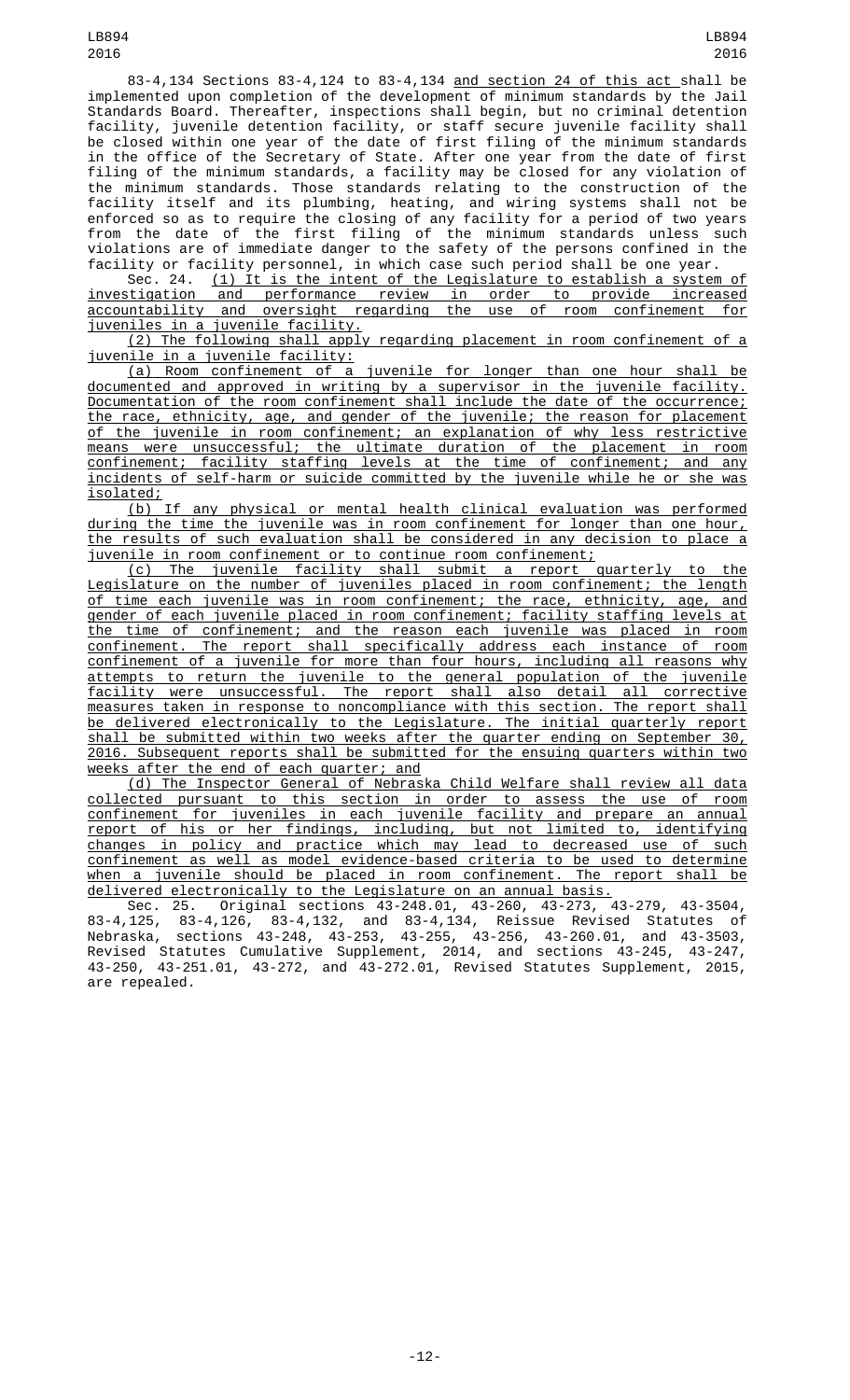83-4,134 Sections 83-4,124 to 83-4,134 and section 24 of this act shall be implemented upon completion of the development of minimum standards by the Jail Standards Board. Thereafter, inspections shall begin, but no criminal detention facility, juvenile detention facility, or staff secure juvenile facility shall be closed within one year of the date of first filing of the minimum standards in the office of the Secretary of State. After one year from the date of first filing of the minimum standards, a facility may be closed for any violation of the minimum standards. Those standards relating to the construction of the facility itself and its plumbing, heating, and wiring systems shall not be enforced so as to require the closing of any facility for a period of two years from the date of the first filing of the minimum standards unless such violations are of immediate danger to the safety of the persons confined in the facility or facility personnel, in which case such period shall be one year.

Sec. 24. (1) It is the intent of the Legislature to establish a system of investigation and performance review in order to provide increased accountability and oversight regarding the use of room confinement for juveniles in a juvenile facility.

(2) The following shall apply regarding placement in room confinement of a juvenile in a juvenile facility:

(a) Room confinement of a juvenile for longer than one hour shall be documented and approved in writing by a supervisor in the juvenile facility. Documentation of the room confinement shall include the date of the occurrence; the race, ethnicity, age, and gender of the juvenile; the reason for placement of the juvenile in room confinement; an explanation of why less restrictive means were unsuccessful; the ultimate duration of the placement in room confinement; facility staffing levels at the time of confinement; and any incidents of self-harm or suicide committed by the juvenile while he or she was isolated;

(b) If any physical or mental health clinical evaluation was performed during the time the juvenile was in room confinement for longer than one hour, the results of such evaluation shall be considered in any decision to place a juvenile in room confinement or to continue room confinement;

(c) The juvenile facility shall submit a report quarterly to the Legislature on the number of juveniles placed in room confinement; the length of time each juvenile was in room confinement; the race, ethnicity, age, and gender of each juvenile placed in room confinement; facility staffing levels at the time of confinement; and the reason each juvenile was placed in room confinement. The report shall specifically address each instance of room confinement of a juvenile for more than four hours, including all reasons why attempts to return the juvenile to the general population of the juvenile facility were unsuccessful. The report shall also detail all corrective measures taken in response to noncompliance with this section. The report shall be delivered electronically to the Legislature. The initial quarterly report shall be submitted within two weeks after the quarter ending on September 30, 2016. Subsequent reports shall be submitted for the ensuing quarters within two weeks after the end of each quarter; and

(d) The Inspector General of Nebraska Child Welfare shall review all data collected pursuant to this section in order to assess the use of room confinement for juveniles in each juvenile facility and prepare an annual report of his or her findings, including, but not limited to, identifying changes in policy and practice which may lead to decreased use of such confinement as well as model evidence-based criteria to be used to determine when a juvenile should be placed in room confinement. The report shall be delivered electronically to the Legislature on an annual basis.

Sec. 25. Original sections 43-248.01, 43-260, 43-273, 43-279, 43-3504, 83-4,125, 83-4,126, 83-4,132, and 83-4,134, Reissue Revised Statutes of Nebraska, sections 43-248, 43-253, 43-255, 43-256, 43-260.01, and 43-3503, Revised Statutes Cumulative Supplement, 2014, and sections 43-245, 43-247, 43-250, 43-251.01, 43-272, and 43-272.01, Revised Statutes Supplement, 2015, are repealed.